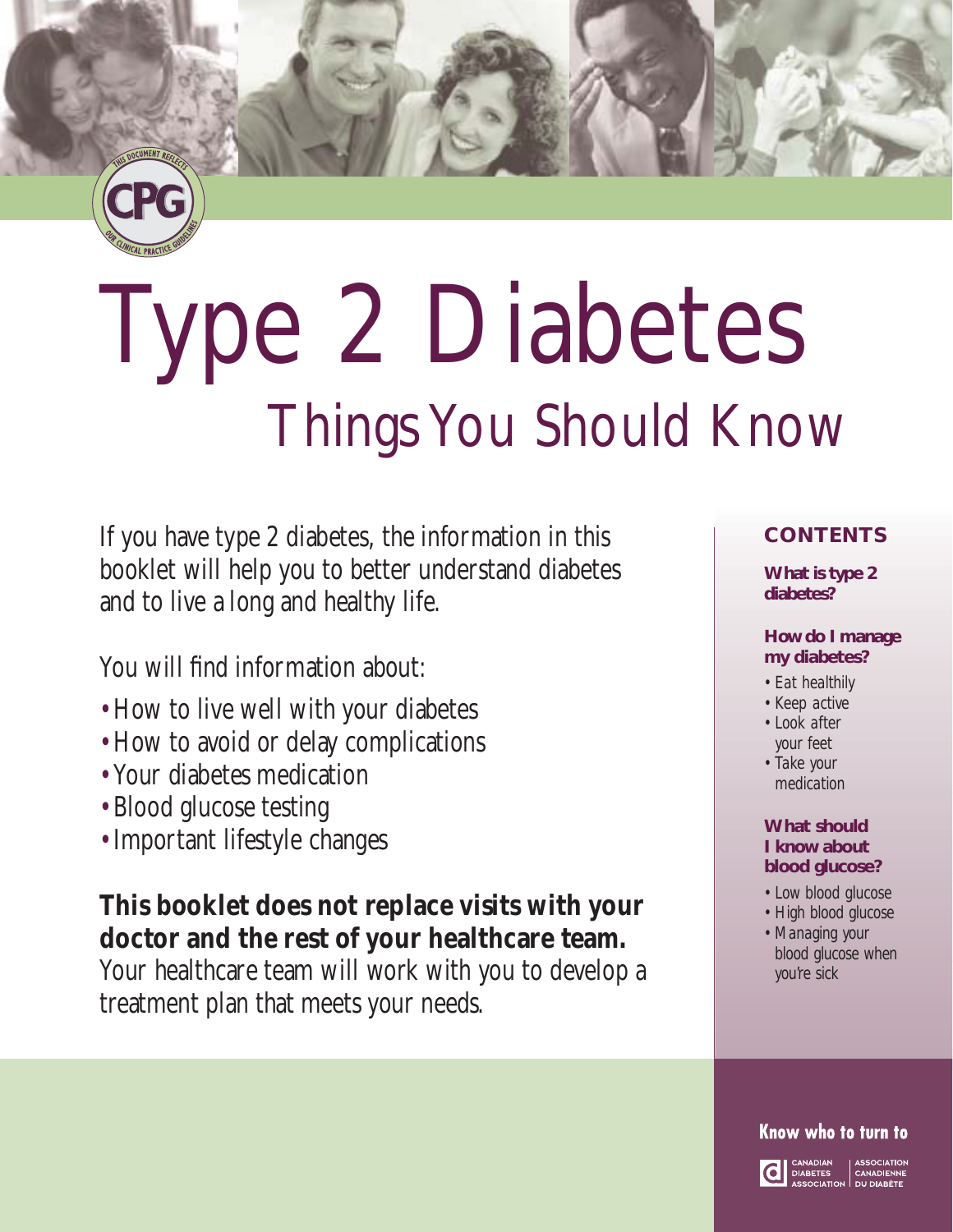CPG — This document reflects our clinical practice guidelines

# Type 2 Diabetes

## Things You Should Know

If you have type 2 diabetes, the information in this booklet will help you to better understand diabetes and to live a long and healthy life.

You will find information about:

- How to live well with your diabetes
- How to avoid or delay complications
- Your diabetes medication
- Blood glucose testing
- Important lifestyle changes

**This booklet does not replace visits with your doctor and the rest of your healthcare team.** Your healthcare team will work with you to develop a treatment plan that meets your needs.

### CONTENTS

**What is type 2 diabetes?**

**How do I manage my diabetes?**

- Eat healthily
- Keep active
- Look after your feet
- Take your medication

**What should I know about blood glucose?**

- Low blood glucose
- High blood glucose
- Managing your blood glucose when you're sick

**Know who to turn to**

Canadian Diabetes Association | Association Canadienne du Diabète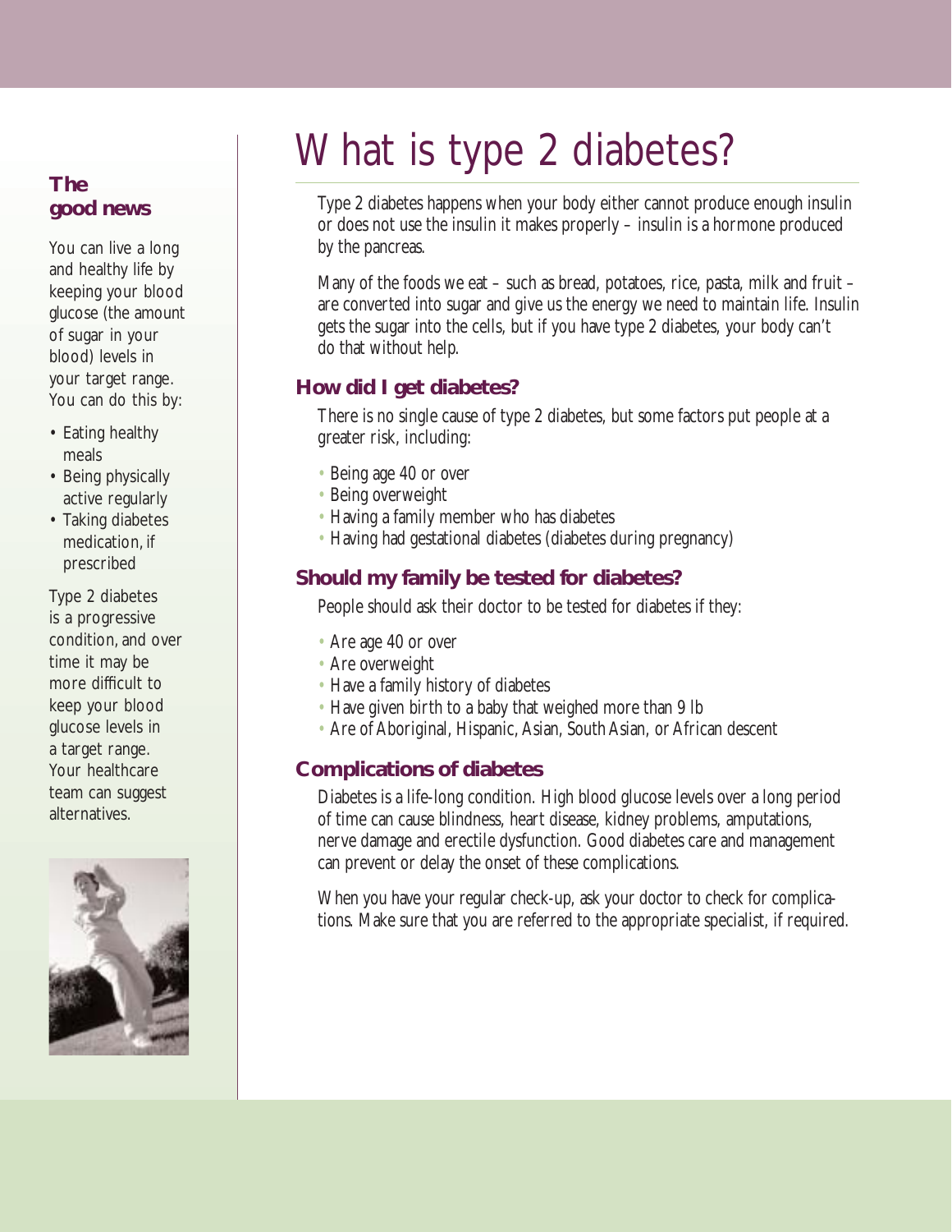# What is type 2 diabetes?

Type 2 diabetes happens when your body either cannot produce enough insulin or does not use the insulin it makes properly – insulin is a hormone produced by the pancreas.

Many of the foods we eat – such as bread, potatoes, rice, pasta, milk and fruit – are converted into sugar and give us the energy we need to maintain life. Insulin gets the sugar into the cells, but if you have type 2 diabetes, your body can't do that without help.

## How did I get diabetes?

There is no single cause of type 2 diabetes, but some factors put people at a greater risk, including:

- Being age 40 or over
- Being overweight
- Having a family member who has diabetes
- Having had gestational diabetes (diabetes during pregnancy)

## Should my family be tested for diabetes?

People should ask their doctor to be tested for diabetes if they:

- Are age 40 or over
- Are overweight
- Have a family history of diabetes
- Have given birth to a baby that weighed more than 9 lb
- Are of Aboriginal, Hispanic, Asian, South Asian, or African descent

## Complications of diabetes

Diabetes is a life-long condition. High blood glucose levels over a long period of time can cause blindness, heart disease, kidney problems, amputations, nerve damage and erectile dysfunction. Good diabetes care and management can prevent or delay the onset of these complications.

When you have your regular check-up, ask your doctor to check for complications. Make sure that you are referred to the appropriate specialist, if required.

## The good news

You can live a long and healthy life by keeping your blood glucose (the amount of sugar in your blood) levels in your target range. You can do this by:

- Eating healthy meals
- Being physically active regularly
- Taking diabetes medication, if prescribed

Type 2 diabetes is a progressive condition, and over time it may be more difficult to keep your blood glucose levels in a target range. Your healthcare team can suggest alternatives.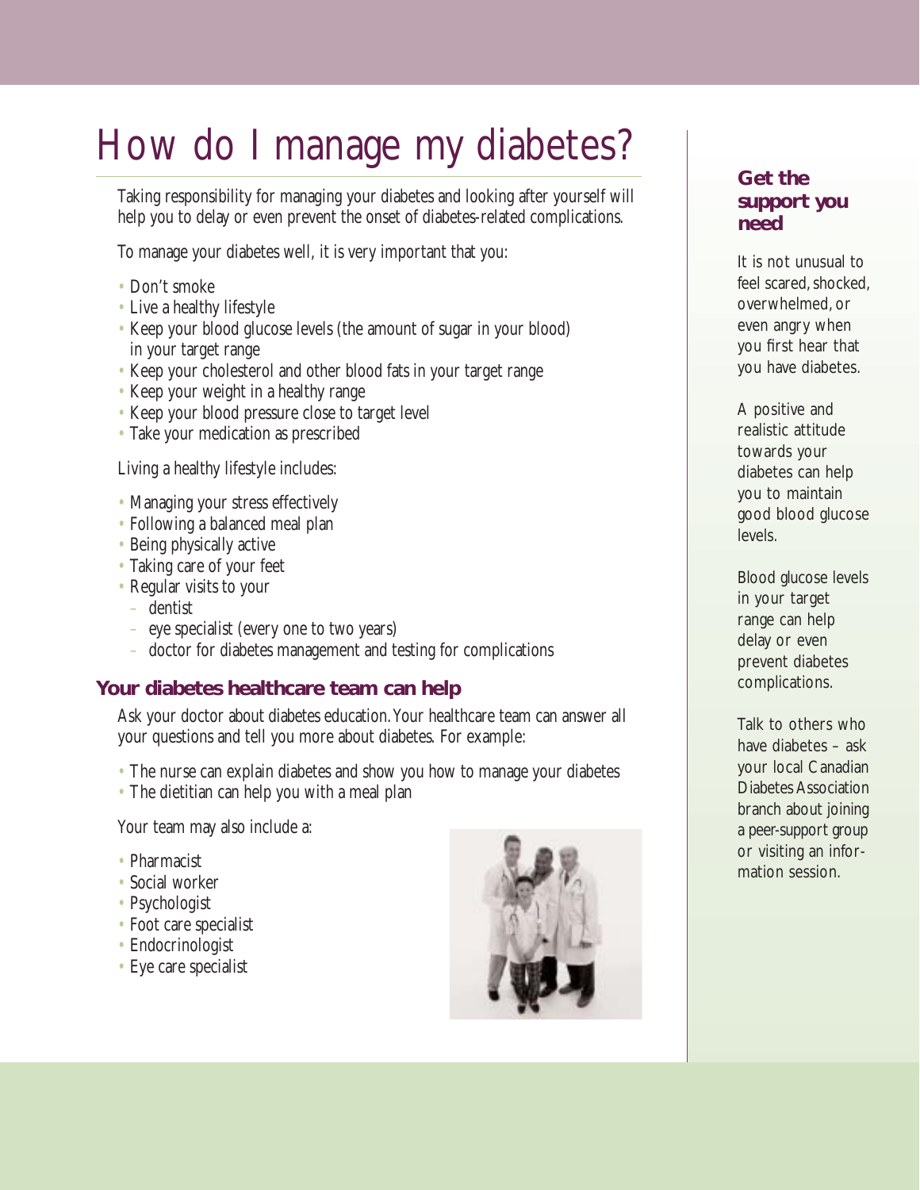# How do I manage my diabetes?

Taking responsibility for managing your diabetes and looking after yourself will help you to delay or even prevent the onset of diabetes-related complications.

To manage your diabetes well, it is very important that you:

- Don't smoke
- Live a healthy lifestyle
- Keep your blood glucose levels (the amount of sugar in your blood) in your target range
- Keep your cholesterol and other blood fats in your target range
- Keep your weight in a healthy range
- Keep your blood pressure close to target level
- Take your medication as prescribed

Living a healthy lifestyle includes:

- Managing your stress effectively
- Following a balanced meal plan
- Being physically active
- Taking care of your feet
- Regular visits to your
  - dentist
  - eye specialist (every one to two years)
  - doctor for diabetes management and testing for complications

## Your diabetes healthcare team can help

Ask your doctor about diabetes education. Your healthcare team can answer all your questions and tell you more about diabetes. For example:

- The nurse can explain diabetes and show you how to manage your diabetes
- The dietitian can help you with a meal plan

Your team may also include a:

- Pharmacist
- Social worker
- Psychologist
- Foot care specialist
- Endocrinologist
- Eye care specialist

## Get the support you need

It is not unusual to feel scared, shocked, overwhelmed, or even angry when you first hear that you have diabetes.

A positive and realistic attitude towards your diabetes can help you to maintain good blood glucose levels.

Blood glucose levels in your target range can help delay or even prevent diabetes complications.

Talk to others who have diabetes – ask your local Canadian Diabetes Association branch about joining a peer-support group or visiting an information session.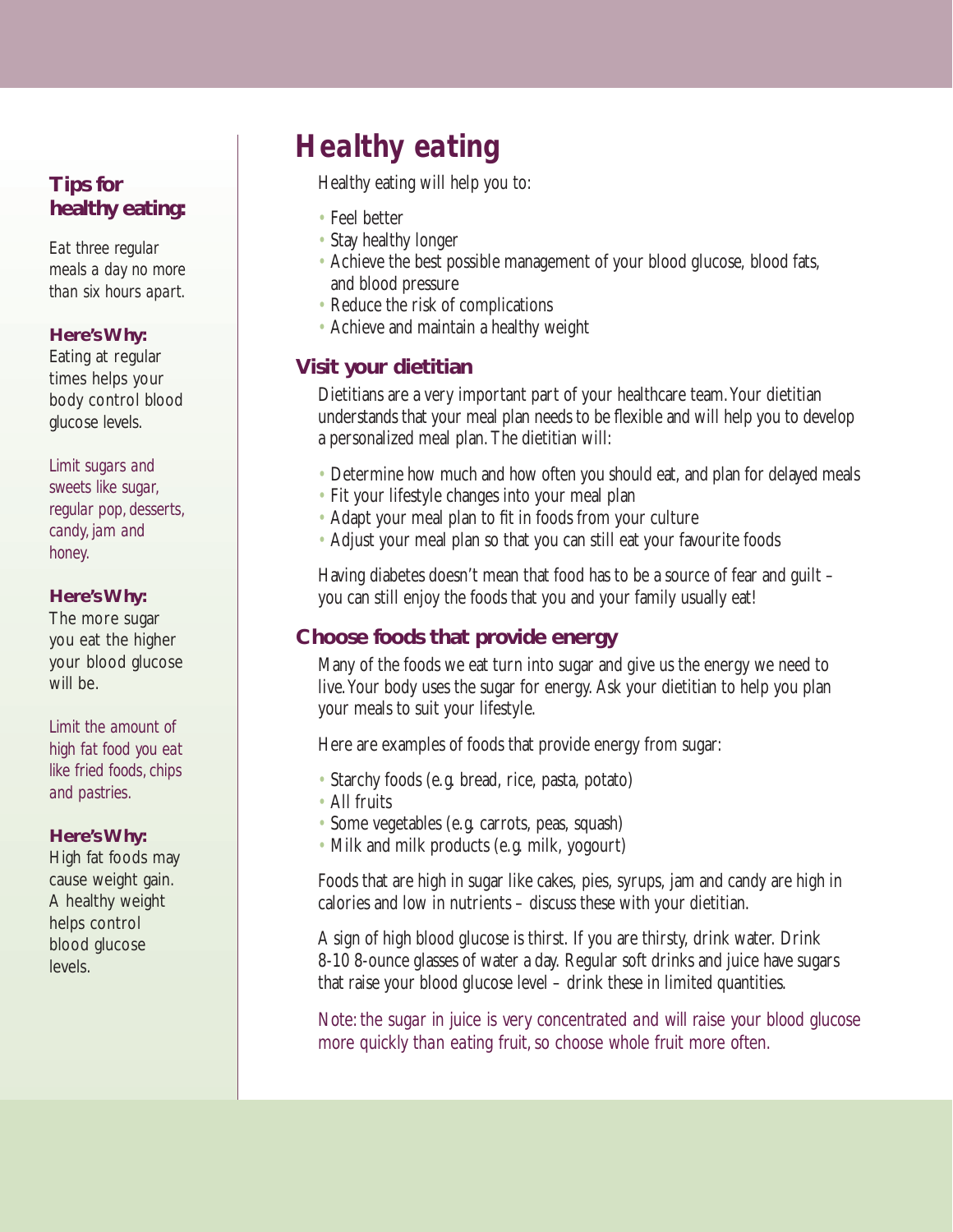# Healthy eating

Healthy eating will help you to:

- Feel better
- Stay healthy longer
- Achieve the best possible management of your blood glucose, blood fats, and blood pressure
- Reduce the risk of complications
- Achieve and maintain a healthy weight

## Visit your dietitian

Dietitians are a very important part of your healthcare team. Your dietitian understands that your meal plan needs to be flexible and will help you to develop a personalized meal plan. The dietitian will:

- Determine how much and how often you should eat, and plan for delayed meals
- Fit your lifestyle changes into your meal plan
- Adapt your meal plan to fit in foods from your culture
- Adjust your meal plan so that you can still eat your favourite foods

Having diabetes doesn't mean that food has to be a source of fear and guilt – you can still enjoy the foods that you and your family usually eat!

## Choose foods that provide energy

Many of the foods we eat turn into sugar and give us the energy we need to live. Your body uses the sugar for energy. Ask your dietitian to help you plan your meals to suit your lifestyle.

Here are examples of foods that provide energy from sugar:

- Starchy foods (e.g. bread, rice, pasta, potato)
- All fruits
- Some vegetables (e.g. carrots, peas, squash)
- Milk and milk products (e.g. milk, yogourt)

Foods that are high in sugar like cakes, pies, syrups, jam and candy are high in calories and low in nutrients – discuss these with your dietitian.

A sign of high blood glucose is thirst. If you are thirsty, drink water. Drink 8-10 8-ounce glasses of water a day. Regular soft drinks and juice have sugars that raise your blood glucose level – drink these in limited quantities.

*Note: the sugar in juice is very concentrated and will raise your blood glucose more quickly than eating fruit, so choose whole fruit more often.*

### Tips for healthy eating:

*Eat three regular meals a day no more than six hours apart.*

**Here's Why:**
Eating at regular times helps your body control blood glucose levels.

*Limit sugars and sweets like sugar, regular pop, desserts, candy, jam and honey.*

**Here's Why:**
The more sugar you eat the higher your blood glucose will be.

*Limit the amount of high fat food you eat like fried foods, chips and pastries.*

**Here's Why:**
High fat foods may cause weight gain. A healthy weight helps control blood glucose levels.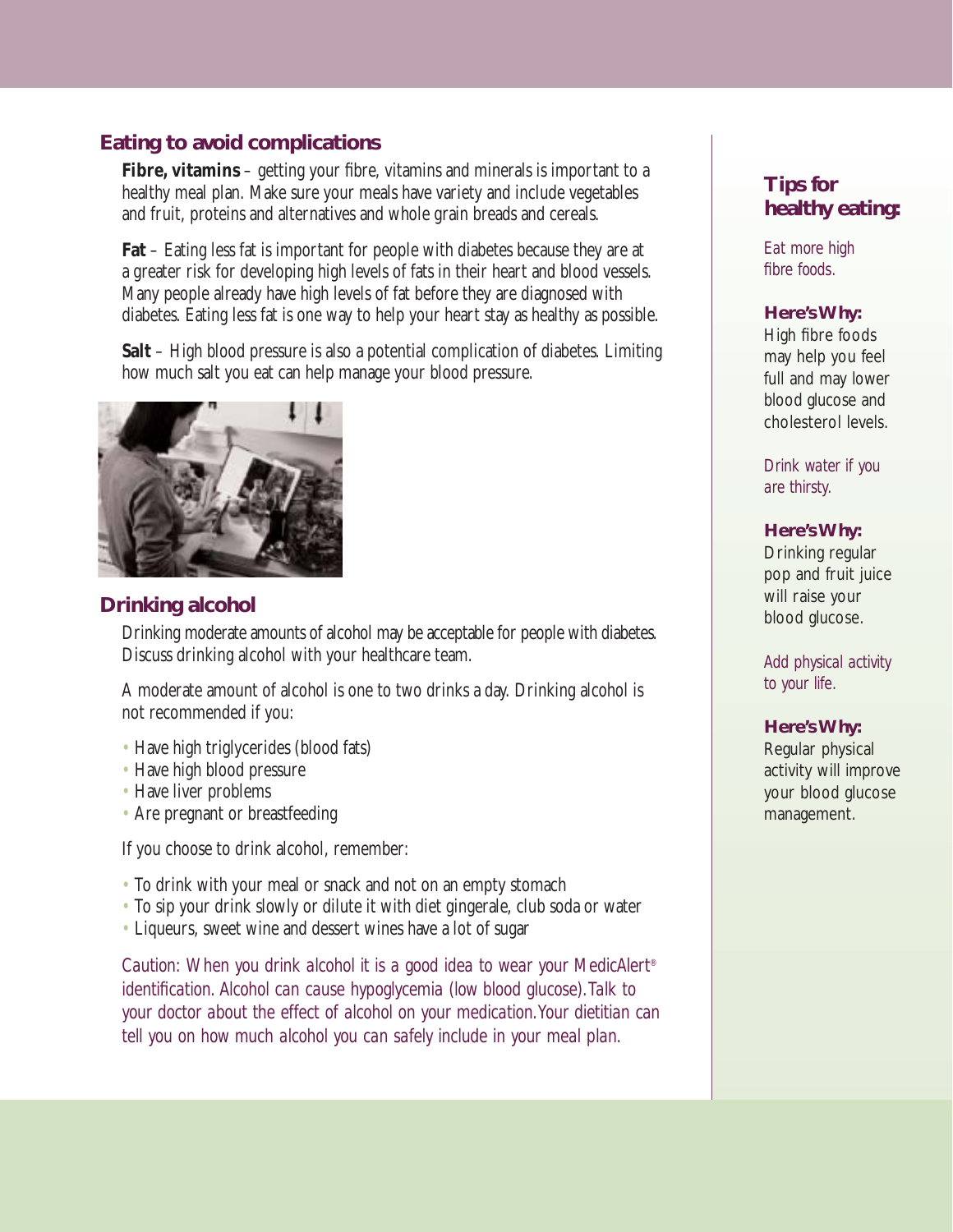## Eating to avoid complications

**Fibre, vitamins** – getting your fibre, vitamins and minerals is important to a healthy meal plan. Make sure your meals have variety and include vegetables and fruit, proteins and alternatives and whole grain breads and cereals.

**Fat** – Eating less fat is important for people with diabetes because they are at a greater risk for developing high levels of fats in their heart and blood vessels. Many people already have high levels of fat before they are diagnosed with diabetes. Eating less fat is one way to help your heart stay as healthy as possible.

**Salt** – High blood pressure is also a potential complication of diabetes. Limiting how much salt you eat can help manage your blood pressure.

## Drinking alcohol

Drinking moderate amounts of alcohol may be acceptable for people with diabetes. Discuss drinking alcohol with your healthcare team.

A moderate amount of alcohol is one to two drinks a day. Drinking alcohol is not recommended if you:

- Have high triglycerides (blood fats)
- Have high blood pressure
- Have liver problems
- Are pregnant or breastfeeding

If you choose to drink alcohol, remember:

- To drink with your meal or snack and not on an empty stomach
- To sip your drink slowly or dilute it with diet gingerale, club soda or water
- Liqueurs, sweet wine and dessert wines have a lot of sugar

*Caution: When you drink alcohol it is a good idea to wear your MedicAlert® identification. Alcohol can cause hypoglycemia (low blood glucose). Talk to your doctor about the effect of alcohol on your medication. Your dietitian can tell you on how much alcohol you can safely include in your meal plan.*

## Tips for healthy eating:

*Eat more high fibre foods.*

**Here's Why:**
High fibre foods may help you feel full and may lower blood glucose and cholesterol levels.

*Drink water if you are thirsty.*

**Here's Why:**
Drinking regular pop and fruit juice will raise your blood glucose.

*Add physical activity to your life.*

**Here's Why:**
Regular physical activity will improve your blood glucose management.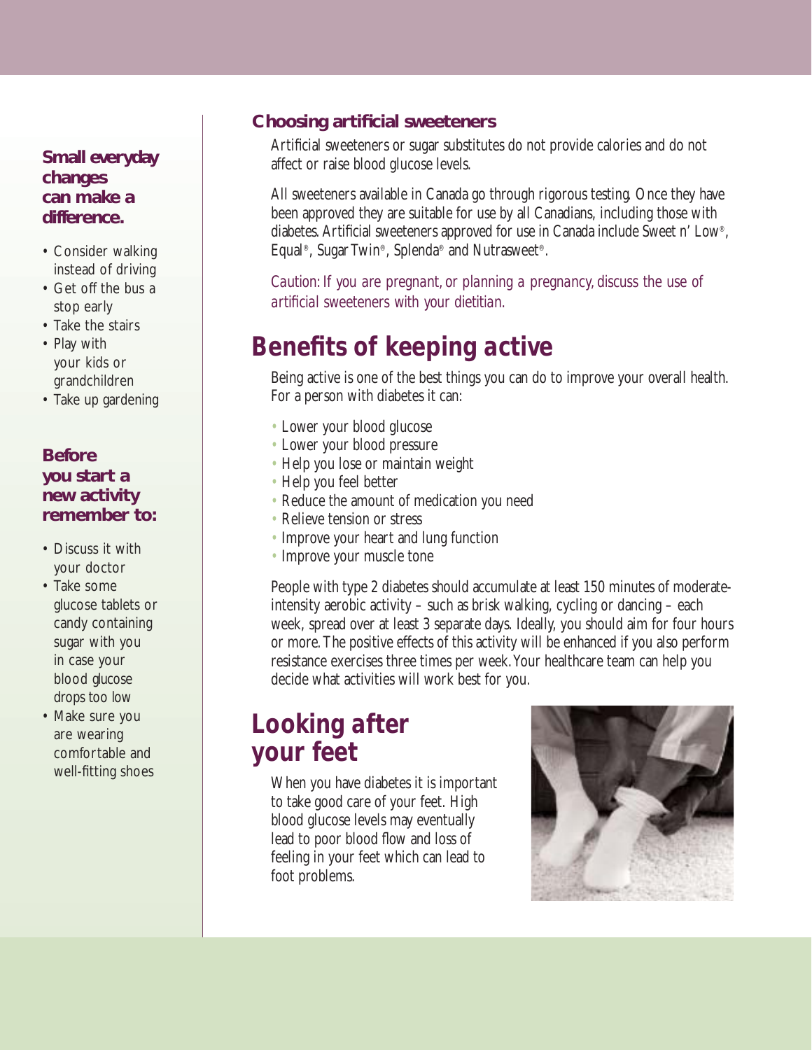**Small everyday changes can make a difference.**

- Consider walking instead of driving
- Get off the bus a stop early
- Take the stairs
- Play with your kids or grandchildren
- Take up gardening

**Before you start a new activity remember to:**

- Discuss it with your doctor
- Take some glucose tablets or candy containing sugar with you in case your blood glucose drops too low
- Make sure you are wearing comfortable and well-fitting shoes

### Choosing artificial sweeteners

Artificial sweeteners or sugar substitutes do not provide calories and do not affect or raise blood glucose levels.

All sweeteners available in Canada go through rigorous testing. Once they have been approved they are suitable for use by all Canadians, including those with diabetes. Artificial sweeteners approved for use in Canada include Sweet n' Low®, Equal®, Sugar Twin®, Splenda® and Nutrasweet®.

*Caution: If you are pregnant, or planning a pregnancy, discuss the use of artificial sweeteners with your dietitian.*

## Benefits of keeping active

Being active is one of the best things you can do to improve your overall health. For a person with diabetes it can:

- Lower your blood glucose
- Lower your blood pressure
- Help you lose or maintain weight
- Help you feel better
- Reduce the amount of medication you need
- Relieve tension or stress
- Improve your heart and lung function
- Improve your muscle tone

People with type 2 diabetes should accumulate at least 150 minutes of moderate-intensity aerobic activity – such as brisk walking, cycling or dancing – each week, spread over at least 3 separate days. Ideally, you should aim for four hours or more. The positive effects of this activity will be enhanced if you also perform resistance exercises three times per week. Your healthcare team can help you decide what activities will work best for you.

## Looking after your feet

When you have diabetes it is important to take good care of your feet. High blood glucose levels may eventually lead to poor blood flow and loss of feeling in your feet which can lead to foot problems.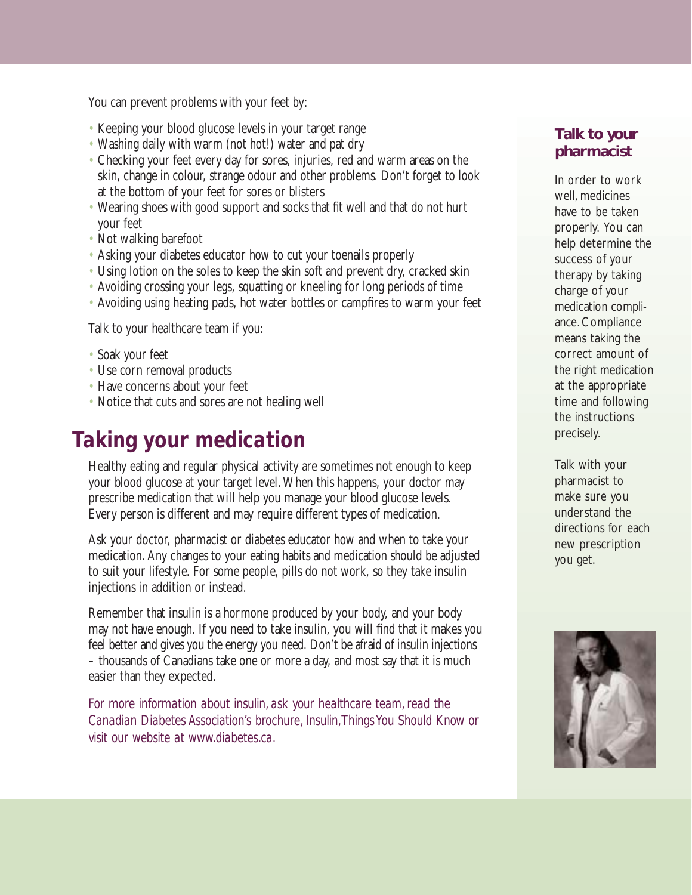You can prevent problems with your feet by:

- Keeping your blood glucose levels in your target range
- Washing daily with warm (not hot!) water and pat dry
- Checking your feet every day for sores, injuries, red and warm areas on the skin, change in colour, strange odour and other problems. Don't forget to look at the bottom of your feet for sores or blisters
- Wearing shoes with good support and socks that fit well and that do not hurt your feet
- Not walking barefoot
- Asking your diabetes educator how to cut your toenails properly
- Using lotion on the soles to keep the skin soft and prevent dry, cracked skin
- Avoiding crossing your legs, squatting or kneeling for long periods of time
- Avoiding using heating pads, hot water bottles or campfires to warm your feet

Talk to your healthcare team if you:

- Soak your feet
- Use corn removal products
- Have concerns about your feet
- Notice that cuts and sores are not healing well

## Taking your medication

Healthy eating and regular physical activity are sometimes not enough to keep your blood glucose at your target level. When this happens, your doctor may prescribe medication that will help you manage your blood glucose levels. Every person is different and may require different types of medication.

Ask your doctor, pharmacist or diabetes educator how and when to take your medication. Any changes to your eating habits and medication should be adjusted to suit your lifestyle. For some people, pills do not work, so they take insulin injections in addition or instead.

Remember that insulin is a hormone produced by your body, and your body may not have enough. If you need to take insulin, you will find that it makes you feel better and gives you the energy you need. Don't be afraid of insulin injections – thousands of Canadians take one or more a day, and most say that it is much easier than they expected.

*For more information about insulin, ask your healthcare team, read the Canadian Diabetes Association's brochure, Insulin, Things You Should Know or visit our website at www.diabetes.ca.*

### Talk to your pharmacist

In order to work well, medicines have to be taken properly. You can help determine the success of your therapy by taking charge of your medication compliance. Compliance means taking the correct amount of the right medication at the appropriate time and following the instructions precisely.

Talk with your pharmacist to make sure you understand the directions for each new prescription you get.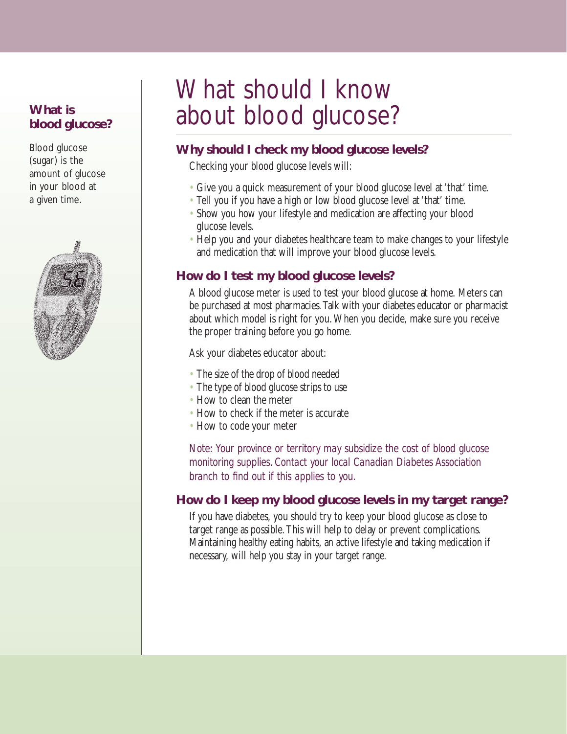# What should I know about blood glucose?

**What is blood glucose?**

Blood glucose (sugar) is the amount of glucose in your blood at a given time.

## Why should I check my blood glucose levels?

Checking your blood glucose levels will:

- Give you a quick measurement of your blood glucose level at 'that' time.
- Tell you if you have a high or low blood glucose level at 'that' time.
- Show you how your lifestyle and medication are affecting your blood glucose levels.
- Help you and your diabetes healthcare team to make changes to your lifestyle and medication that will improve your blood glucose levels.

## How do I test my blood glucose levels?

A blood glucose meter is used to test your blood glucose at home. Meters can be purchased at most pharmacies. Talk with your diabetes educator or pharmacist about which model is right for you. When you decide, make sure you receive the proper training before you go home.

Ask your diabetes educator about:

- The size of the drop of blood needed
- The type of blood glucose strips to use
- How to clean the meter
- How to check if the meter is accurate
- How to code your meter

*Note: Your province or territory may subsidize the cost of blood glucose monitoring supplies. Contact your local Canadian Diabetes Association branch to find out if this applies to you.*

## How do I keep my blood glucose levels in my target range?

If you have diabetes, you should try to keep your blood glucose as close to target range as possible. This will help to delay or prevent complications. Maintaining healthy eating habits, an active lifestyle and taking medication if necessary, will help you stay in your target range.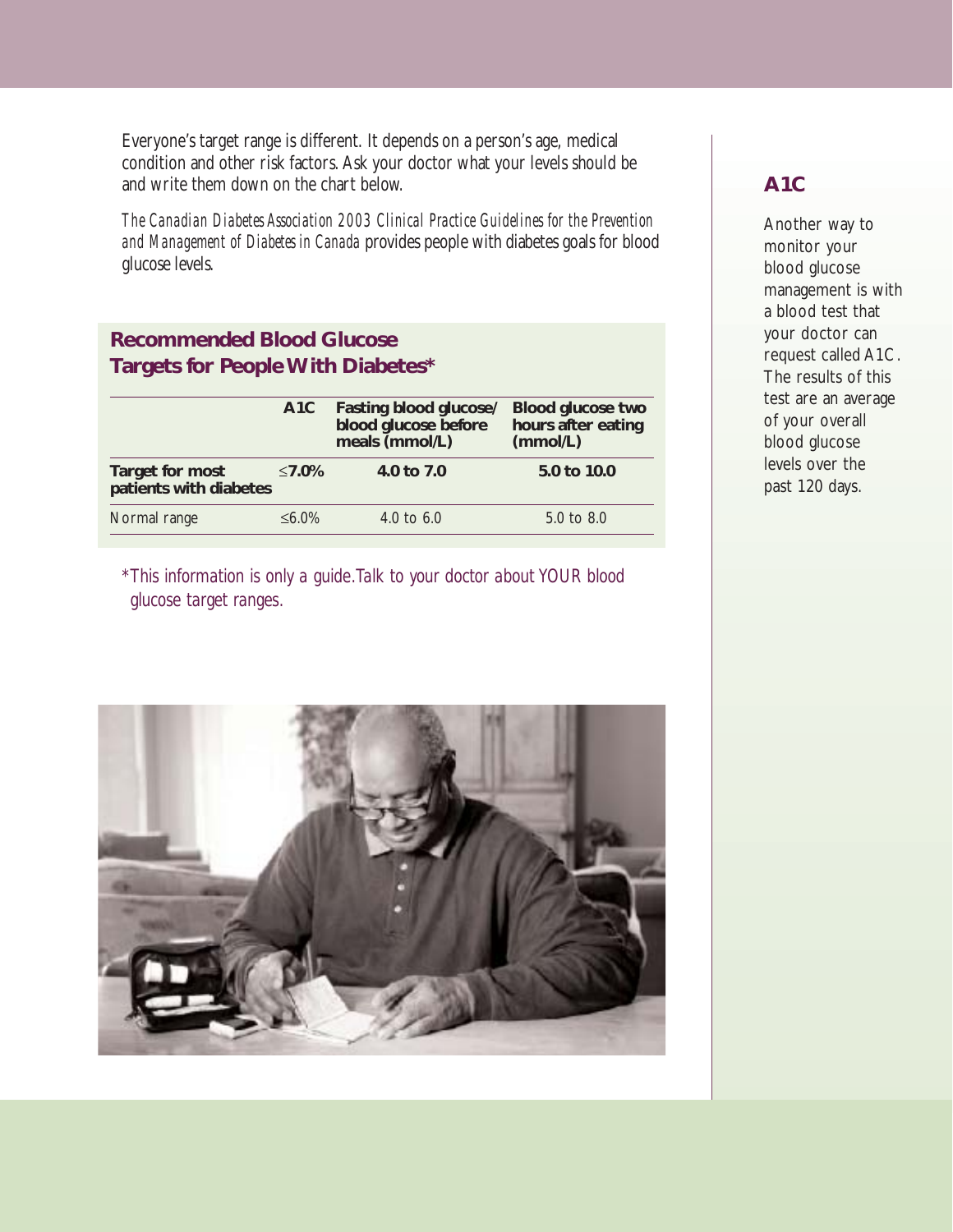Everyone's target range is different. It depends on a person's age, medical condition and other risk factors. Ask your doctor what your levels should be and write them down on the chart below.

*The Canadian Diabetes Association 2003 Clinical Practice Guidelines for the Prevention and Management of Diabetes in Canada* provides people with diabetes goals for blood glucose levels.

## Recommended Blood Glucose Targets for People With Diabetes*

| | A1C | Fasting blood glucose/ blood glucose before meals (mmol/L) | Blood glucose two hours after eating (mmol/L) |
|---|---|---|---|
| **Target for most patients with diabetes** | **≤7.0%** | **4.0 to 7.0** | **5.0 to 10.0** |
| Normal range | ≤6.0% | 4.0 to 6.0 | 5.0 to 8.0 |

*\*This information is only a guide. Talk to your doctor about YOUR blood glucose target ranges.*

## A1C

Another way to monitor your blood glucose management is with a blood test that your doctor can request called A1C. The results of this test are an average of your overall blood glucose levels over the past 120 days.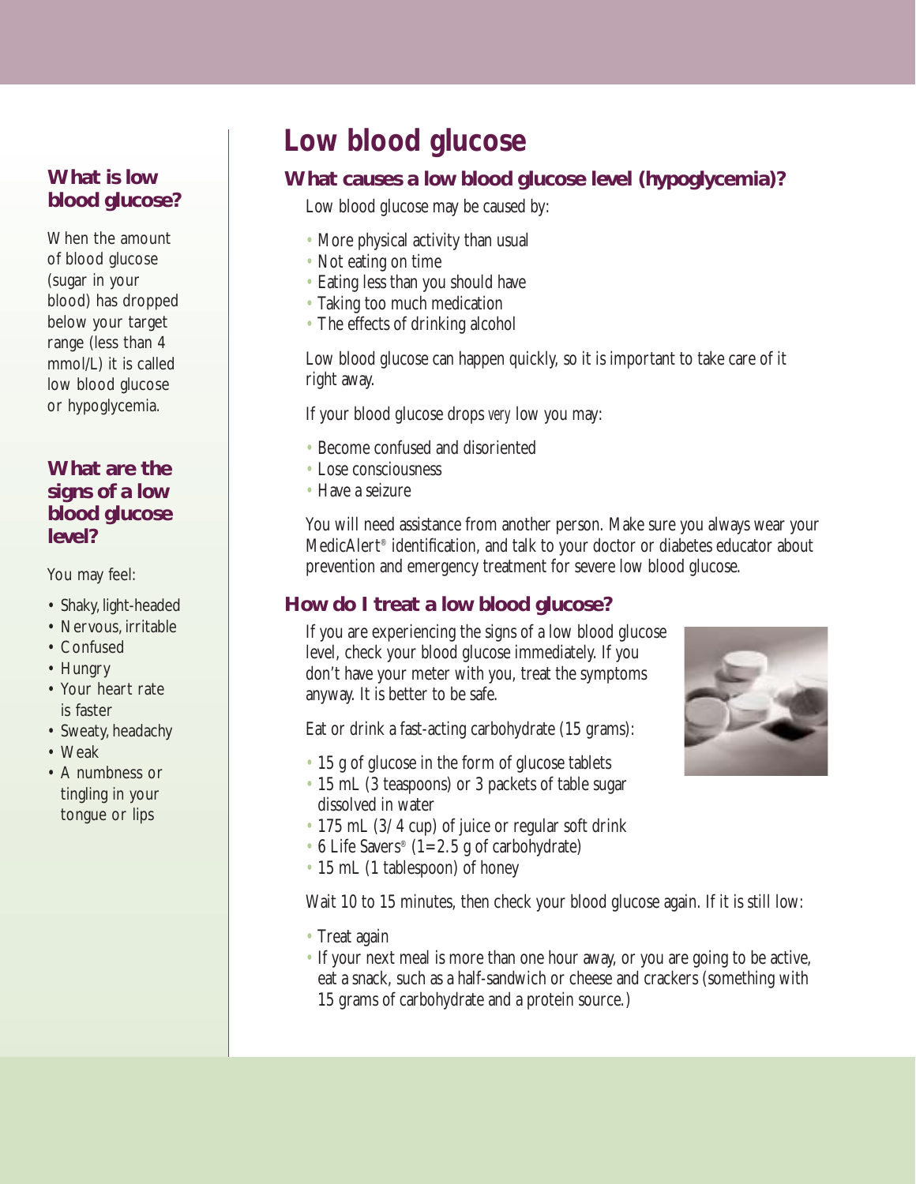# Low blood glucose

## What is low blood glucose?

When the amount of blood glucose (sugar in your blood) has dropped below your target range (less than 4 mmol/L) it is called low blood glucose or hypoglycemia.

## What are the signs of a low blood glucose level?

You may feel:

- Shaky, light-headed
- Nervous, irritable
- Confused
- Hungry
- Your heart rate is faster
- Sweaty, headachy
- Weak
- A numbness or tingling in your tongue or lips

## What causes a low blood glucose level (hypoglycemia)?

Low blood glucose may be caused by:

- More physical activity than usual
- Not eating on time
- Eating less than you should have
- Taking too much medication
- The effects of drinking alcohol

Low blood glucose can happen quickly, so it is important to take care of it right away.

If your blood glucose drops *very* low you may:

- Become confused and disoriented
- Lose consciousness
- Have a seizure

You will need assistance from another person. Make sure you always wear your MedicAlert® identification, and talk to your doctor or diabetes educator about prevention and emergency treatment for severe low blood glucose.

## How do I treat a low blood glucose?

If you are experiencing the signs of a low blood glucose level, check your blood glucose immediately. If you don't have your meter with you, treat the symptoms anyway. It is better to be safe.

Eat or drink a fast-acting carbohydrate (15 grams):

- 15 g of glucose in the form of glucose tablets
- 15 mL (3 teaspoons) or 3 packets of table sugar dissolved in water
- 175 mL (3/4 cup) of juice or regular soft drink
- 6 Life Savers® (1=2.5 g of carbohydrate)
- 15 mL (1 tablespoon) of honey

Wait 10 to 15 minutes, then check your blood glucose again. If it is still low:

- Treat again
- If your next meal is more than one hour away, or you are going to be active, eat a snack, such as a half-sandwich or cheese and crackers (something with 15 grams of carbohydrate and a protein source.)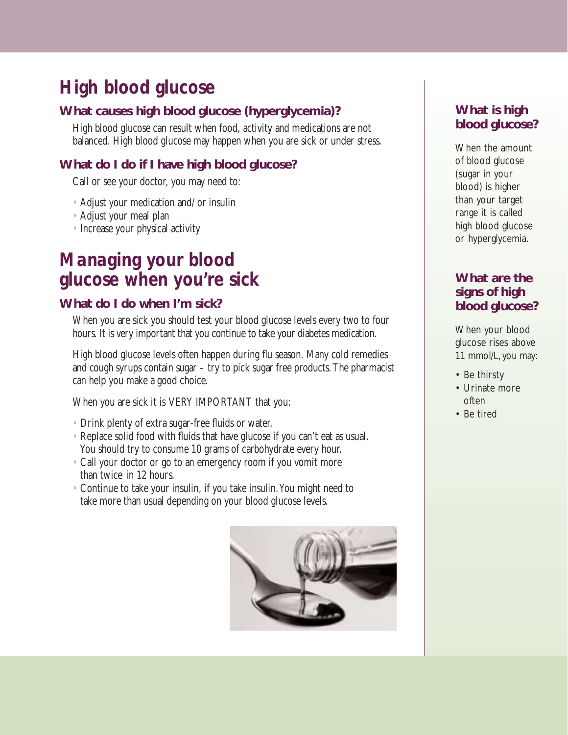# High blood glucose

## What causes high blood glucose (hyperglycemia)?

High blood glucose can result when food, activity and medications are not balanced. High blood glucose may happen when you are sick or under stress.

## What do I do if I have high blood glucose?

Call or see your doctor, you may need to:

- Adjust your medication and/or insulin
- Adjust your meal plan
- Increase your physical activity

# Managing your blood glucose when you're sick

## What do I do when I'm sick?

When you are sick you should test your blood glucose levels every two to four hours. It is very important that you continue to take your diabetes medication.

High blood glucose levels often happen during flu season. Many cold remedies and cough syrups contain sugar – try to pick sugar free products. The pharmacist can help you make a good choice.

When you are sick it is VERY IMPORTANT that you:

- Drink plenty of extra sugar-free fluids or water.
- Replace solid food with fluids that have glucose if you can't eat as usual. You should try to consume 10 grams of carbohydrate every hour.
- Call your doctor or go to an emergency room if you vomit more than twice in 12 hours.
- Continue to take your insulin, if you take insulin. You might need to take more than usual depending on your blood glucose levels.

## What is high blood glucose?

When the amount of blood glucose (sugar in your blood) is higher than your target range it is called high blood glucose or hyperglycemia.

## What are the signs of high blood glucose?

When your blood glucose rises above 11 mmol/L, you may:

- Be thirsty
- Urinate more often
- Be tired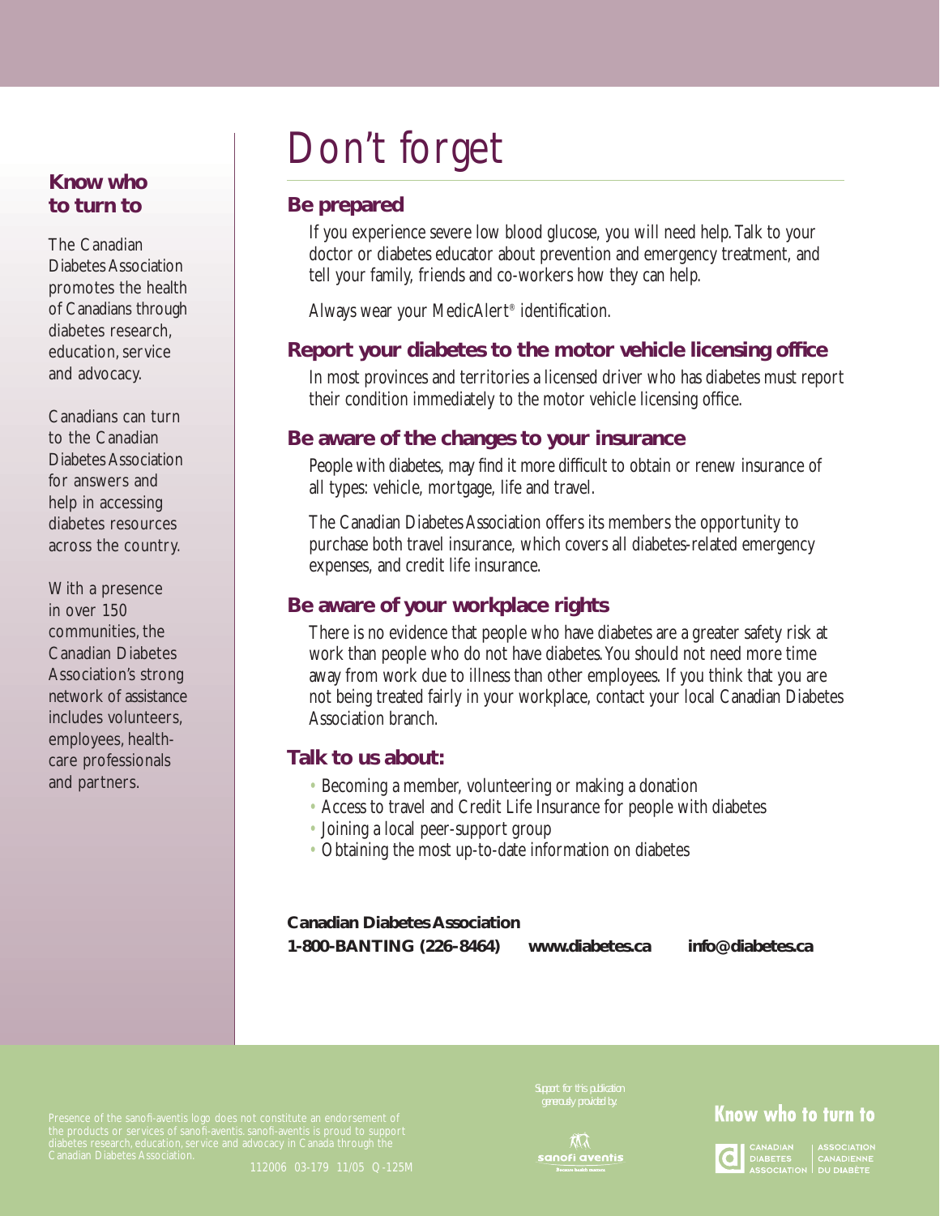## Know who to turn to

The Canadian Diabetes Association promotes the health of Canadians through diabetes research, education, service and advocacy.

Canadians can turn to the Canadian Diabetes Association for answers and help in accessing diabetes resources across the country.

With a presence in over 150 communities, the Canadian Diabetes Association's strong network of assistance includes volunteers, employees, health-care professionals and partners.

# Don't forget

## Be prepared

If you experience severe low blood glucose, you will need help. Talk to your doctor or diabetes educator about prevention and emergency treatment, and tell your family, friends and co-workers how they can help.

Always wear your MedicAlert® identification.

## Report your diabetes to the motor vehicle licensing office

In most provinces and territories a licensed driver who has diabetes must report their condition immediately to the motor vehicle licensing office.

## Be aware of the changes to your insurance

People with diabetes, may find it more difficult to obtain or renew insurance of all types: vehicle, mortgage, life and travel.

The Canadian Diabetes Association offers its members the opportunity to purchase both travel insurance, which covers all diabetes-related emergency expenses, and credit life insurance.

## Be aware of your workplace rights

There is no evidence that people who have diabetes are a greater safety risk at work than people who do not have diabetes. You should not need more time away from work due to illness than other employees. If you think that you are not being treated fairly in your workplace, contact your local Canadian Diabetes Association branch.

## Talk to us about:

- Becoming a member, volunteering or making a donation
- Access to travel and Credit Life Insurance for people with diabetes
- Joining a local peer-support group
- Obtaining the most up-to-date information on diabetes

**Canadian Diabetes Association**
**1-800-BANTING (226-8464)** **www.diabetes.ca** **info@diabetes.ca**

Presence of the sanofi-aventis logo does not constitute an endorsement of the products or services of sanofi-aventis. sanofi-aventis is proud to support diabetes research, education, service and advocacy in Canada through the Canadian Diabetes Association.

112006 03-179 11/05 Q-125M

Support for this publication generously provided by:

sanofi aventis

Know who to turn to

CANADIAN DIABETES ASSOCIATION | ASSOCIATION CANADIENNE DU DIABÈTE